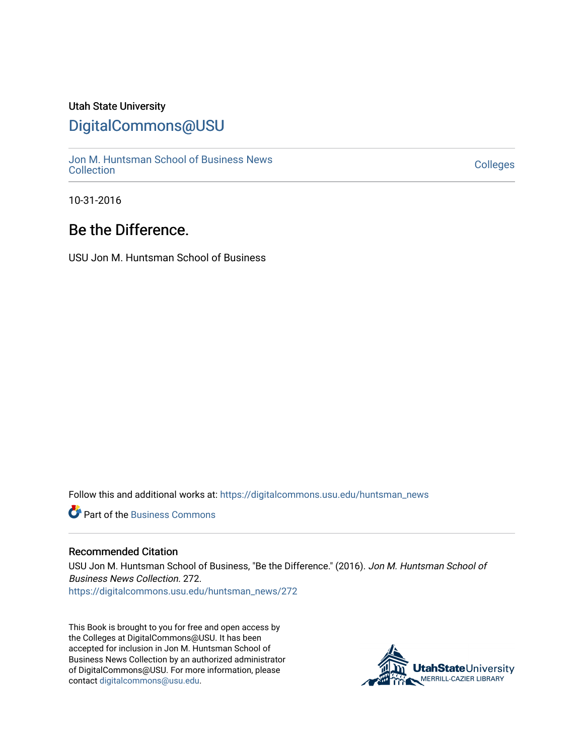Utah State University

# DigitalCommons@USU

Jon M. Huntsman School of Business News Collection

Colleges

10-31-2016

## Be the Difference.

USU Jon M. Huntsman School of Business

Follow this and additional works at: https://digitalcommons.usu.edu/huntsman_news

Part of the Business Commons

### Recommended Citation

USU Jon M. Huntsman School of Business, "Be the Difference." (2016). *Jon M. Huntsman School of Business News Collection*. 272.
https://digitalcommons.usu.edu/huntsman_news/272

This Book is brought to you for free and open access by the Colleges at DigitalCommons@USU. It has been accepted for inclusion in Jon M. Huntsman School of Business News Collection by an authorized administrator of DigitalCommons@USU. For more information, please contact digitalcommons@usu.edu.

UtahStateUniversity
MERRILL-CAZIER LIBRARY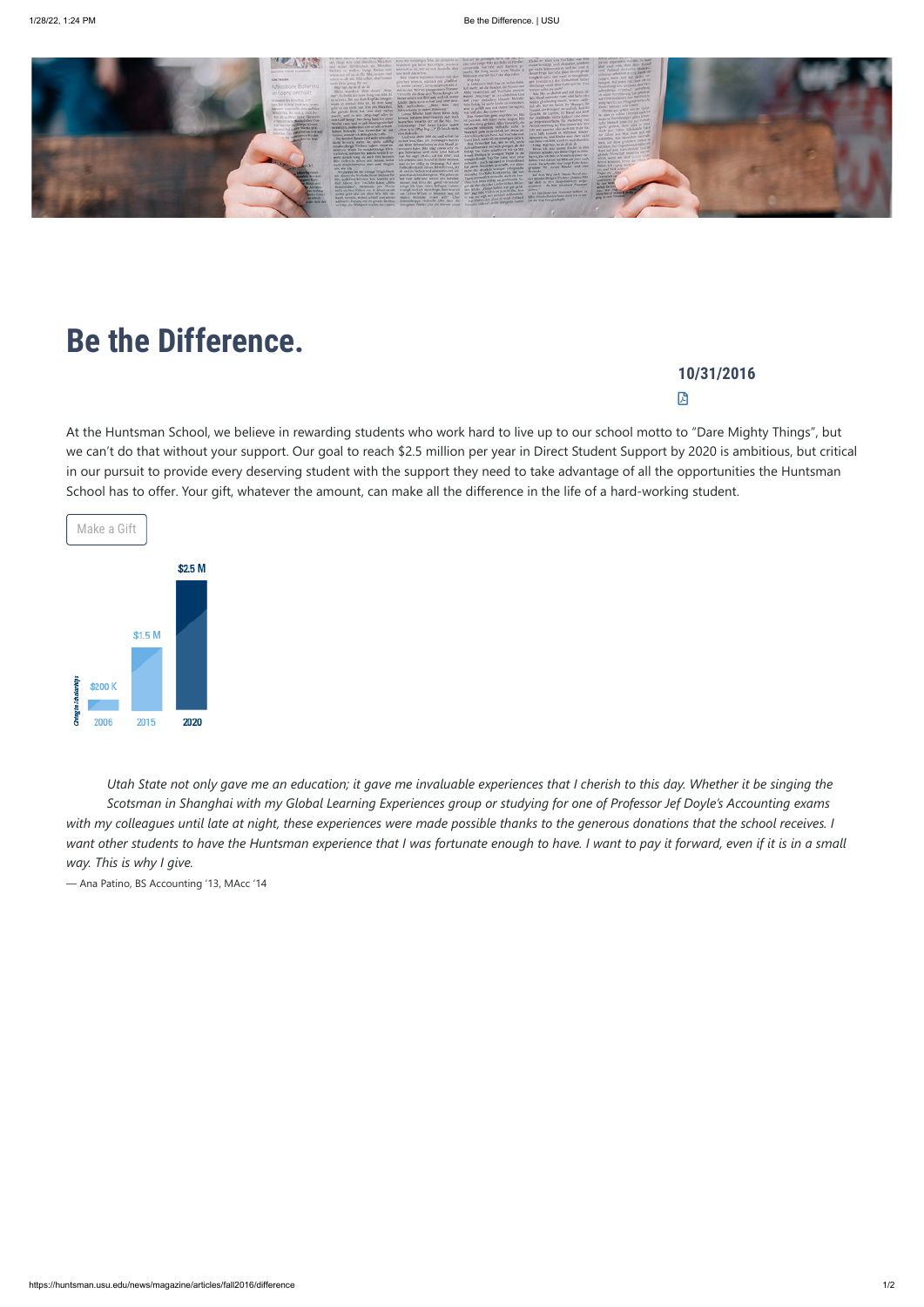# Be the Difference.

**10/31/2016**

At the Huntsman School, we believe in rewarding students who work hard to live up to our school motto to "Dare Mighty Things", but we can't do that without your support. Our goal to reach $2.5 million per year in Direct Student Support by 2020 is ambitious, but critical in our pursuit to provide every deserving student with the support they need to take advantage of all the opportunities the Huntsman School has to offer. Your gift, whatever the amount, can make all the difference in the life of a hard-working student.

Make a Gift

| | 2006 | 2015 | 2020 |
|---|---|---|---|
| Change in Scholarships | $200 K | $1.5 M | $2.5 M |

*Utah State not only gave me an education; it gave me invaluable experiences that I cherish to this day. Whether it be singing the Scotsman in Shanghai with my Global Learning Experiences group or studying for one of Professor Jef Doyle's Accounting exams with my colleagues until late at night, these experiences were made possible thanks to the generous donations that the school receives. I want other students to have the Huntsman experience that I was fortunate enough to have. I want to pay it forward, even if it is in a small way. This is why I give.*

— Ana Patino, BS Accounting '13, MAcc '14